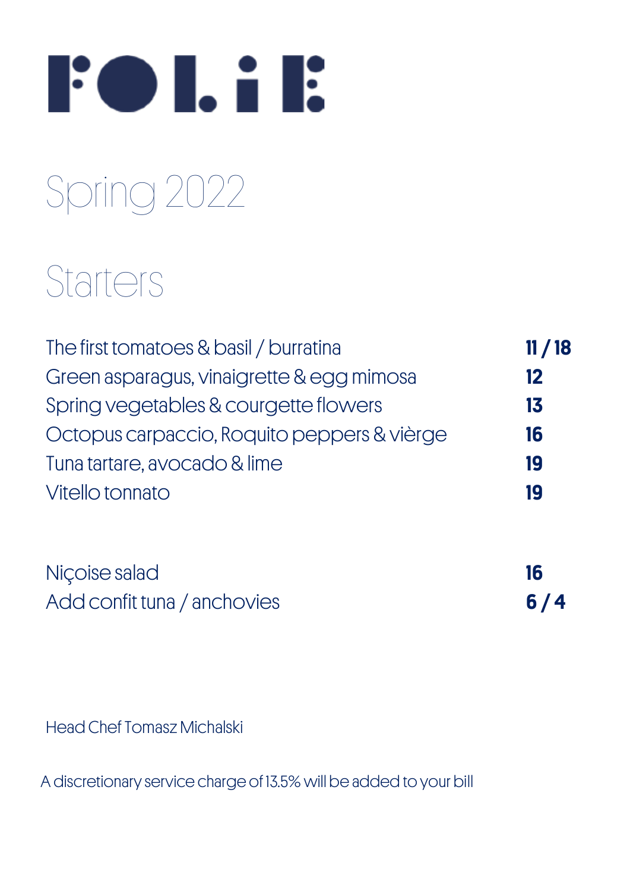# FOLIE

## Spring 2022

## Starters

| | |
|---|---|
| The first tomatoes & basil / burratina | **11 / 18** |
| Green asparagus, vinaigrette & egg mimosa | **12** |
| Spring vegetables & courgette flowers | **13** |
| Octopus carpaccio, Roquito peppers & vièrge | **16** |
| Tuna tartare, avocado & lime | **19** |
| Vitello tonnato | **19** |

| | |
|---|---|
| Niçoise salad | **16** |
| Add confit tuna / anchovies | **6 / 4** |

Head Chef Tomasz Michalski

A discretionary service charge of 13.5% will be added to your bill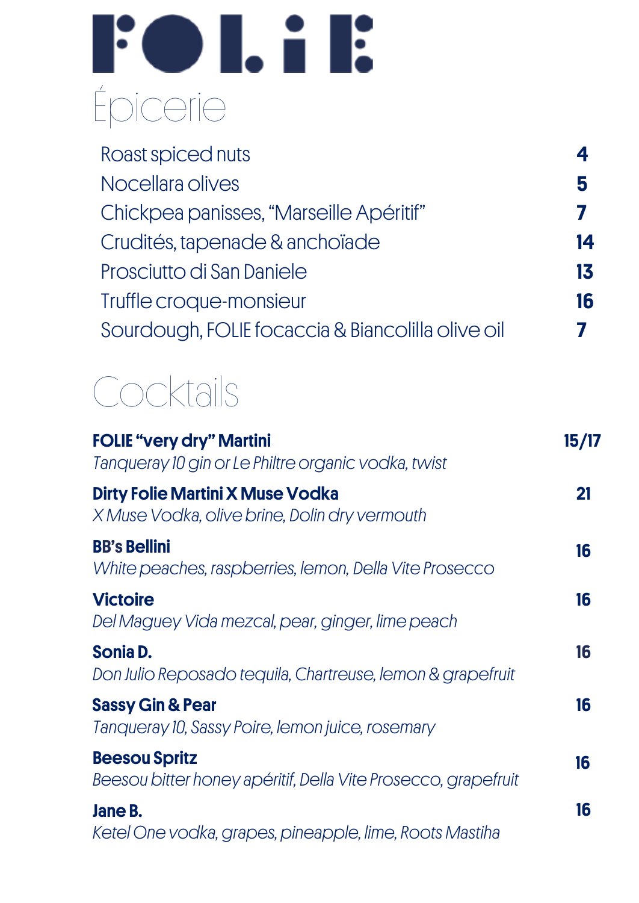# FOLiE

## Épicerie

| | |
|---|---|
| Roast spiced nuts | **4** |
| Nocellara olives | **5** |
| Chickpea panisses, "Marseille Apéritif" | **7** |
| Crudités, tapenade & anchoïade | **14** |
| Prosciutto di San Daniele | **13** |
| Truffle croque-monsieur | **16** |
| Sourdough, FOLIE focaccia & Biancolilla olive oil | **7** |

## Cocktails

**FOLIE "very dry" Martini** — **15/17**
*Tanqueray 10 gin or Le Philtre organic vodka, twist*

**Dirty Folie Martini X Muse Vodka** — **21**
*X Muse Vodka, olive brine, Dolin dry vermouth*

**BB's Bellini** — **16**
*White peaches, raspberries, lemon, Della Vite Prosecco*

**Victoire** — **16**
*Del Maguey Vida mezcal, pear, ginger, lime peach*

**Sonia D.** — **16**
*Don Julio Reposado tequila, Chartreuse, lemon & grapefruit*

**Sassy Gin & Pear** — **16**
*Tanqueray 10, Sassy Poire, lemon juice, rosemary*

**Beesou Spritz** — **16**
*Beesou bitter honey apéritif, Della Vite Prosecco, grapefruit*

**Jane B.** — **16**
*Ketel One vodka, grapes, pineapple, lime, Roots Mastiha*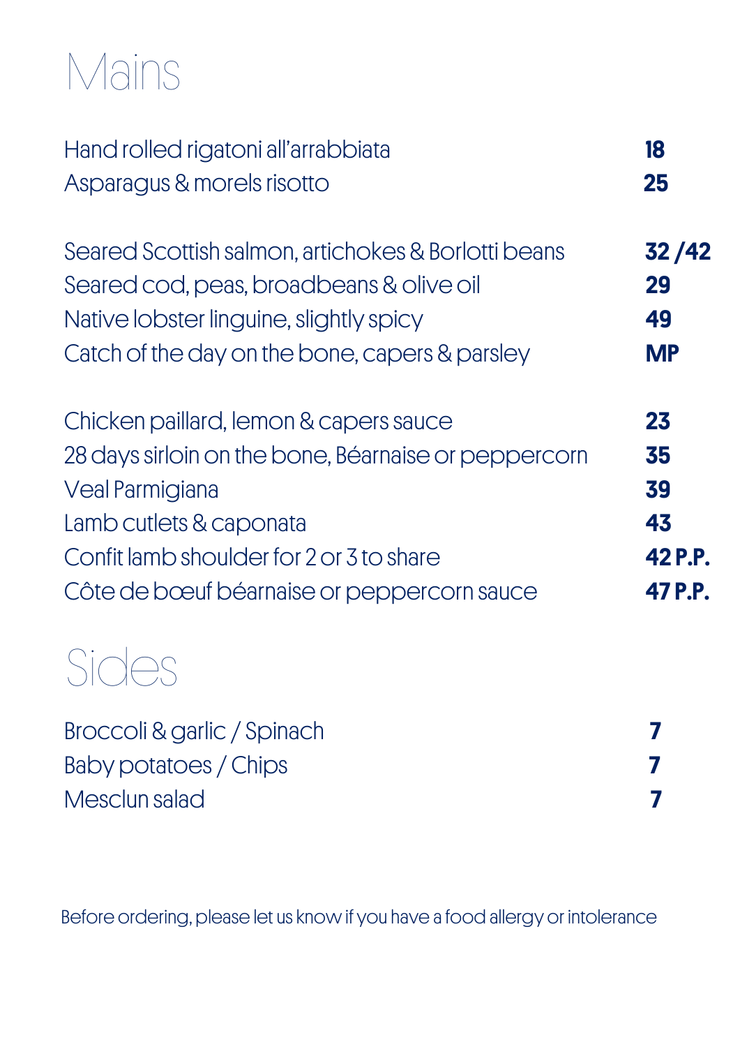# Mains

| | |
|---|---|
| Hand rolled rigatoni all'arrabbiata | **18** |
| Asparagus & morels risotto | **25** |
| | |
| Seared Scottish salmon, artichokes & Borlotti beans | **32 /42** |
| Seared cod, peas, broadbeans & olive oil | **29** |
| Native lobster linguine, slightly spicy | **49** |
| Catch of the day on the bone, capers & parsley | **MP** |
| | |
| Chicken paillard, lemon & capers sauce | **23** |
| 28 days sirloin on the bone, Béarnaise or peppercorn | **35** |
| Veal Parmigiana | **39** |
| Lamb cutlets & caponata | **43** |
| Confit lamb shoulder for 2 or 3 to share | **42 P.P.** |
| Côte de bœuf béarnaise or peppercorn sauce | **47 P.P.** |

# Sides

| | |
|---|---|
| Broccoli & garlic / Spinach | **7** |
| Baby potatoes / Chips | **7** |
| Mesclun salad | **7** |

Before ordering, please let us know if you have a food allergy or intolerance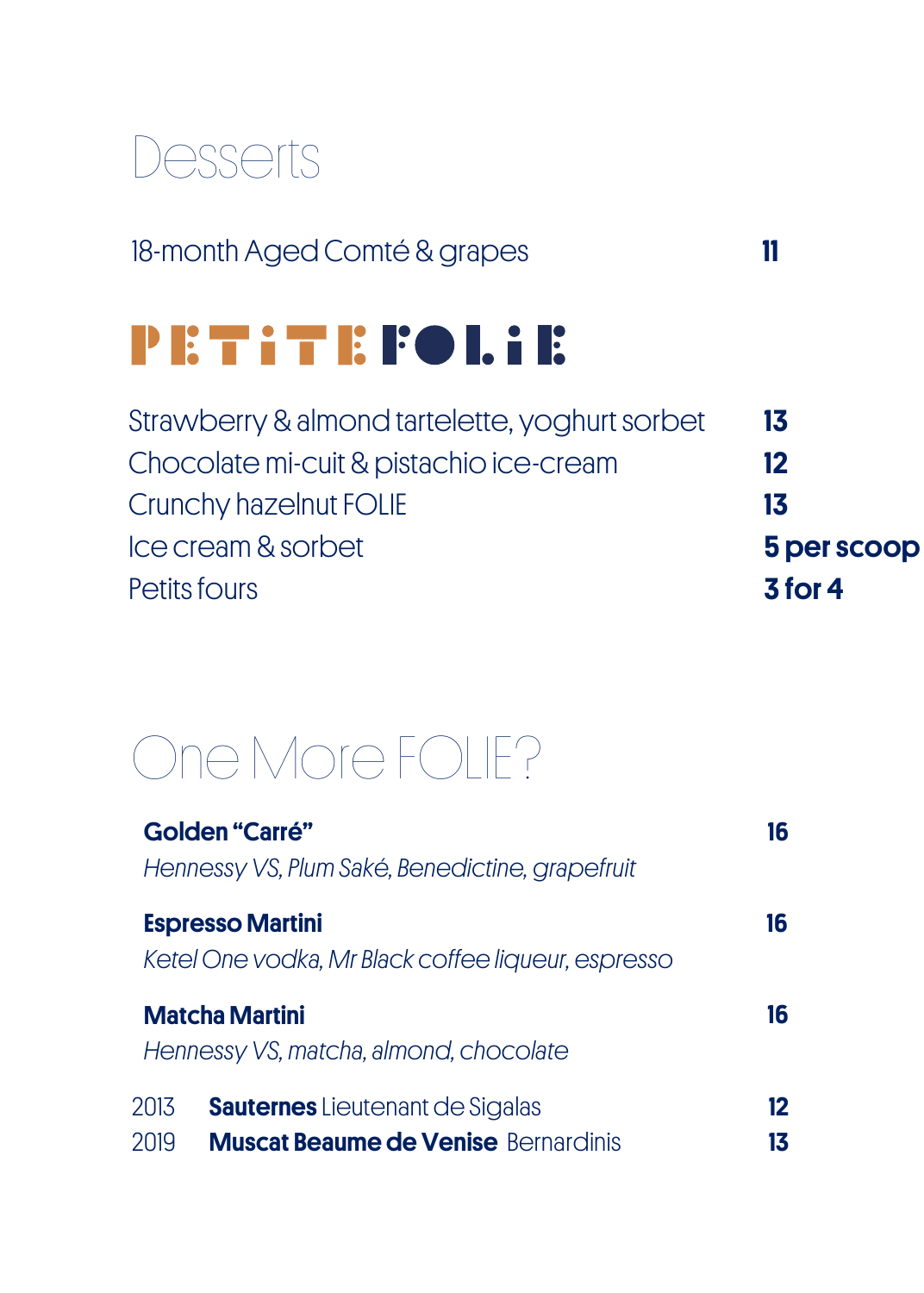# Desserts

| | |
|---|---|
| 18-month Aged Comté & grapes | **11** |

## PETITE FOLIE

| | |
|---|---|
| Strawberry & almond tartelette, yoghurt sorbet | **13** |
| Chocolate mi-cuit & pistachio ice-cream | **12** |
| Crunchy hazelnut FOLIE | **13** |
| Ice cream & sorbet | **5 per scoop** |
| Petits fours | **3 for 4** |

# One More FOLIE?

**Golden "Carré"** **16**
*Hennessy VS, Plum Saké, Benedictine, grapefruit*

**Espresso Martini** **16**
*Ketel One vodka, Mr Black coffee liqueur, espresso*

**Matcha Martini** **16**
*Hennessy VS, matcha, almond, chocolate*

| | | |
|---|---|---|
| 2013 | **Sauternes** Lieutenant de Sigalas | **12** |
| 2019 | **Muscat Beaume de Venise** Bernardinis | **13** |